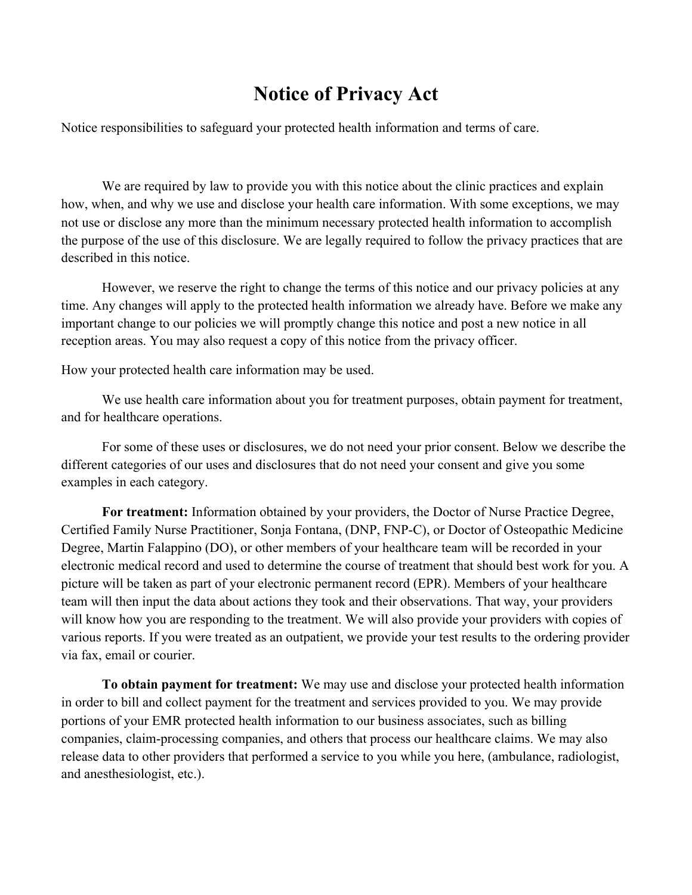# Notice of Privacy Act

Notice responsibilities to safeguard your protected health information and terms of care.

We are required by law to provide you with this notice about the clinic practices and explain how, when, and why we use and disclose your health care information. With some exceptions, we may not use or disclose any more than the minimum necessary protected health information to accomplish the purpose of the use of this disclosure. We are legally required to follow the privacy practices that are described in this notice.

However, we reserve the right to change the terms of this notice and our privacy policies at any time. Any changes will apply to the protected health information we already have. Before we make any important change to our policies we will promptly change this notice and post a new notice in all reception areas. You may also request a copy of this notice from the privacy officer.

How your protected health care information may be used.

We use health care information about you for treatment purposes, obtain payment for treatment, and for healthcare operations.

For some of these uses or disclosures, we do not need your prior consent. Below we describe the different categories of our uses and disclosures that do not need your consent and give you some examples in each category.

**For treatment:** Information obtained by your providers, the Doctor of Nurse Practice Degree, Certified Family Nurse Practitioner, Sonja Fontana, (DNP, FNP-C), or Doctor of Osteopathic Medicine Degree, Martin Falappino (DO), or other members of your healthcare team will be recorded in your electronic medical record and used to determine the course of treatment that should best work for you. A picture will be taken as part of your electronic permanent record (EPR). Members of your healthcare team will then input the data about actions they took and their observations. That way, your providers will know how you are responding to the treatment. We will also provide your providers with copies of various reports. If you were treated as an outpatient, we provide your test results to the ordering provider via fax, email or courier.

**To obtain payment for treatment:** We may use and disclose your protected health information in order to bill and collect payment for the treatment and services provided to you. We may provide portions of your EMR protected health information to our business associates, such as billing companies, claim-processing companies, and others that process our healthcare claims. We may also release data to other providers that performed a service to you while you here, (ambulance, radiologist, and anesthesiologist, etc.).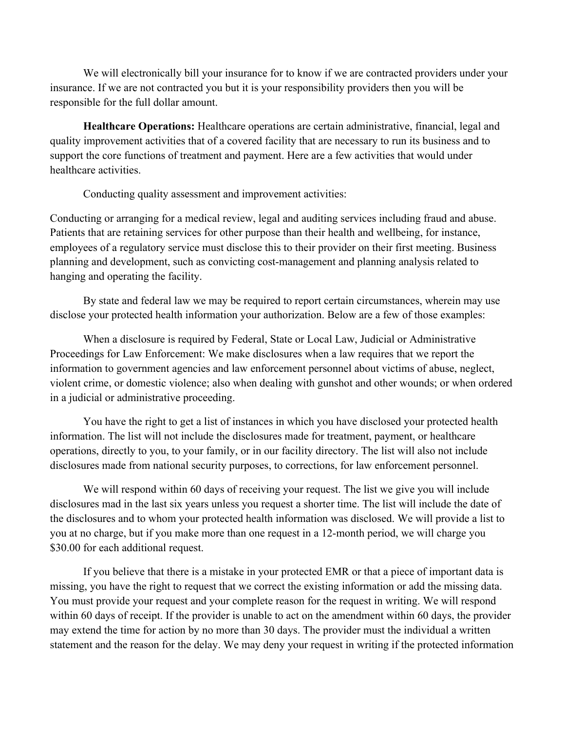We will electronically bill your insurance for to know if we are contracted providers under your insurance. If we are not contracted you but it is your responsibility providers then you will be responsible for the full dollar amount.

**Healthcare Operations:** Healthcare operations are certain administrative, financial, legal and quality improvement activities that of a covered facility that are necessary to run its business and to support the core functions of treatment and payment. Here are a few activities that would under healthcare activities.

Conducting quality assessment and improvement activities:

Conducting or arranging for a medical review, legal and auditing services including fraud and abuse. Patients that are retaining services for other purpose than their health and wellbeing, for instance, employees of a regulatory service must disclose this to their provider on their first meeting. Business planning and development, such as convicting cost-management and planning analysis related to hanging and operating the facility.

By state and federal law we may be required to report certain circumstances, wherein may use disclose your protected health information your authorization. Below are a few of those examples:

When a disclosure is required by Federal, State or Local Law, Judicial or Administrative Proceedings for Law Enforcement: We make disclosures when a law requires that we report the information to government agencies and law enforcement personnel about victims of abuse, neglect, violent crime, or domestic violence; also when dealing with gunshot and other wounds; or when ordered in a judicial or administrative proceeding.

You have the right to get a list of instances in which you have disclosed your protected health information. The list will not include the disclosures made for treatment, payment, or healthcare operations, directly to you, to your family, or in our facility directory. The list will also not include disclosures made from national security purposes, to corrections, for law enforcement personnel.

We will respond within 60 days of receiving your request. The list we give you will include disclosures mad in the last six years unless you request a shorter time. The list will include the date of the disclosures and to whom your protected health information was disclosed. We will provide a list to you at no charge, but if you make more than one request in a 12-month period, we will charge you $30.00 for each additional request.

If you believe that there is a mistake in your protected EMR or that a piece of important data is missing, you have the right to request that we correct the existing information or add the missing data. You must provide your request and your complete reason for the request in writing. We will respond within 60 days of receipt. If the provider is unable to act on the amendment within 60 days, the provider may extend the time for action by no more than 30 days. The provider must the individual a written statement and the reason for the delay. We may deny your request in writing if the protected information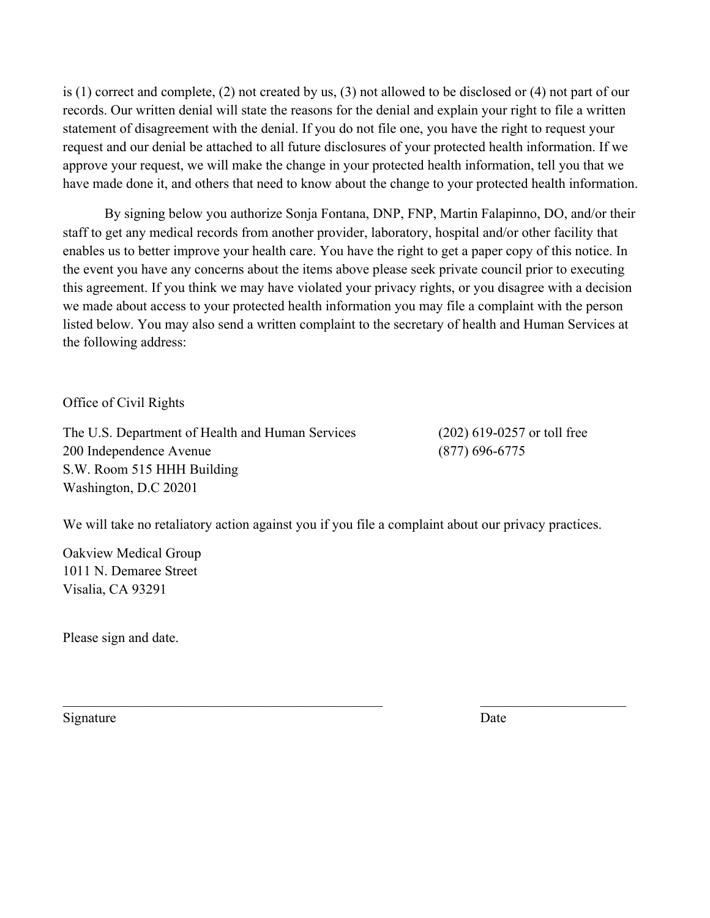is (1) correct and complete, (2) not created by us, (3) not allowed to be disclosed or (4) not part of our records. Our written denial will state the reasons for the denial and explain your right to file a written statement of disagreement with the denial. If you do not file one, you have the right to request your request and our denial be attached to all future disclosures of your protected health information. If we approve your request, we will make the change in your protected health information, tell you that we have made done it, and others that need to know about the change to your protected health information.

By signing below you authorize Sonja Fontana, DNP, FNP, Martin Falapinno, DO, and/or their staff to get any medical records from another provider, laboratory, hospital and/or other facility that enables us to better improve your health care. You have the right to get a paper copy of this notice. In the event you have any concerns about the items above please seek private council prior to executing this agreement. If you think we may have violated your privacy rights, or you disagree with a decision we made about access to your protected health information you may file a complaint with the person listed below. You may also send a written complaint to the secretary of health and Human Services at the following address:

Office of Civil Rights

The U.S. Department of Health and Human Services
200 Independence Avenue
S.W. Room 515 HHH Building
Washington, D.C 20201

(202) 619-0257 or toll free
(877) 696-6775

We will take no retaliatory action against you if you file a complaint about our privacy practices.

Oakview Medical Group
1011 N. Demaree Street
Visalia, CA 93291

Please sign and date.

\_\_\_\_\_\_\_\_\_\_\_\_\_\_\_\_\_\_\_\_\_\_\_\_\_\_\_\_\_\_\_\_\_\_\_\_\_\_\_\_\_\_\_\_\_\_ \_\_\_\_\_\_\_\_\_\_\_\_\_\_\_\_\_\_\_\_\_\_

Signature Date